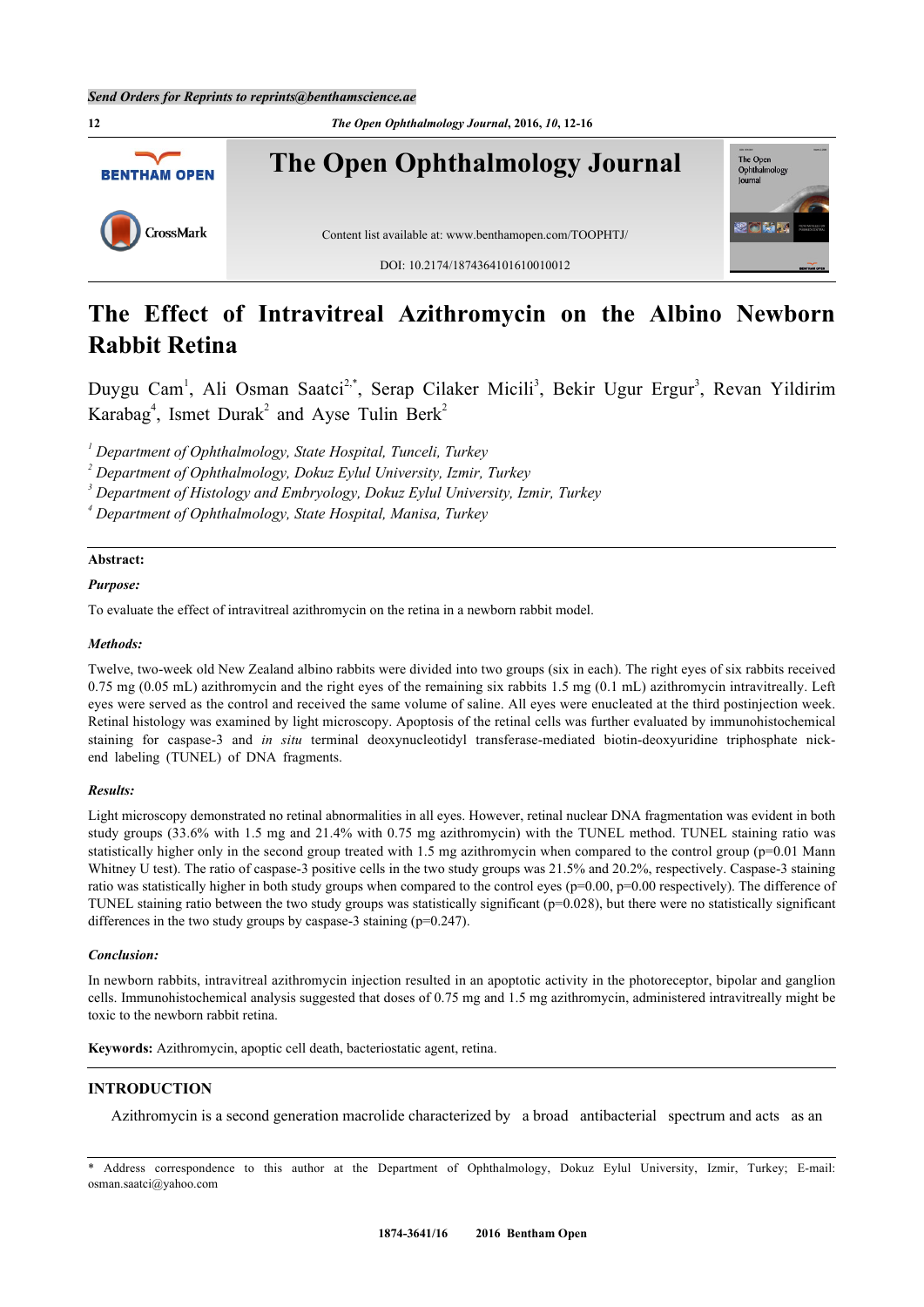# The Effect of Intravitreal Azithromycin on the Albino Newborn Rabbit Retina

Duygu Cam[1], Ali Osman Saatci[2,*], Serap Cilaker Micili[3], Bekir Ugur Ergur[3], Revan Yildirim Karabag[4], Ismet Durak[2] and Ayse Tulin Berk[2]

[1] *Department of Ophthalmology, State Hospital, Tunceli, Turkey*
[2] *Department of Ophthalmology, Dokuz Eylul University, Izmir, Turkey*
[3] *Department of Histology and Embryology, Dokuz Eylul University, Izmir, Turkey*
[4] *Department of Ophthalmology, State Hospital, Manisa, Turkey*

**Abstract:**

***Purpose:***

To evaluate the effect of intravitreal azithromycin on the retina in a newborn rabbit model.

***Methods:***

Twelve, two-week old New Zealand albino rabbits were divided into two groups (six in each). The right eyes of six rabbits received 0.75 mg (0.05 mL) azithromycin and the right eyes of the remaining six rabbits 1.5 mg (0.1 mL) azithromycin intravitreally. Left eyes were served as the control and received the same volume of saline. All eyes were enucleated at the third postinjection week. Retinal histology was examined by light microscopy. Apoptosis of the retinal cells was further evaluated by immunohistochemical staining for caspase-3 and *in situ* terminal deoxynucleotidyl transferase-mediated biotin-deoxyuridine triphosphate nick-end labeling (TUNEL) of DNA fragments.

***Results:***

Light microscopy demonstrated no retinal abnormalities in all eyes. However, retinal nuclear DNA fragmentation was evident in both study groups (33.6% with 1.5 mg and 21.4% with 0.75 mg azithromycin) with the TUNEL method. TUNEL staining ratio was statistically higher only in the second group treated with 1.5 mg azithromycin when compared to the control group ($p=0.01$ Mann Whitney U test). The ratio of caspase-3 positive cells in the two study groups was 21.5% and 20.2%, respectively. Caspase-3 staining ratio was statistically higher in both study groups when compared to the control eyes ($p=0.00$, $p=0.00$ respectively). The difference of TUNEL staining ratio between the two study groups was statistically significant ($p=0.028$), but there were no statistically significant differences in the two study groups by caspase-3 staining ($p=0.247$).

***Conclusion:***

In newborn rabbits, intravitreal azithromycin injection resulted in an apoptotic activity in the photoreceptor, bipolar and ganglion cells. Immunohistochemical analysis suggested that doses of 0.75 mg and 1.5 mg azithromycin, administered intravitreally might be toxic to the newborn rabbit retina.

**Keywords:** Azithromycin, apoptic cell death, bacteriostatic agent, retina.

## INTRODUCTION

Azithromycin is a second generation macrolide characterized by a broad antibacterial spectrum and acts as an

* Address correspondence to this author at the Department of Ophthalmology, Dokuz Eylul University, Izmir, Turkey; E-mail: osman.saatci@yahoo.com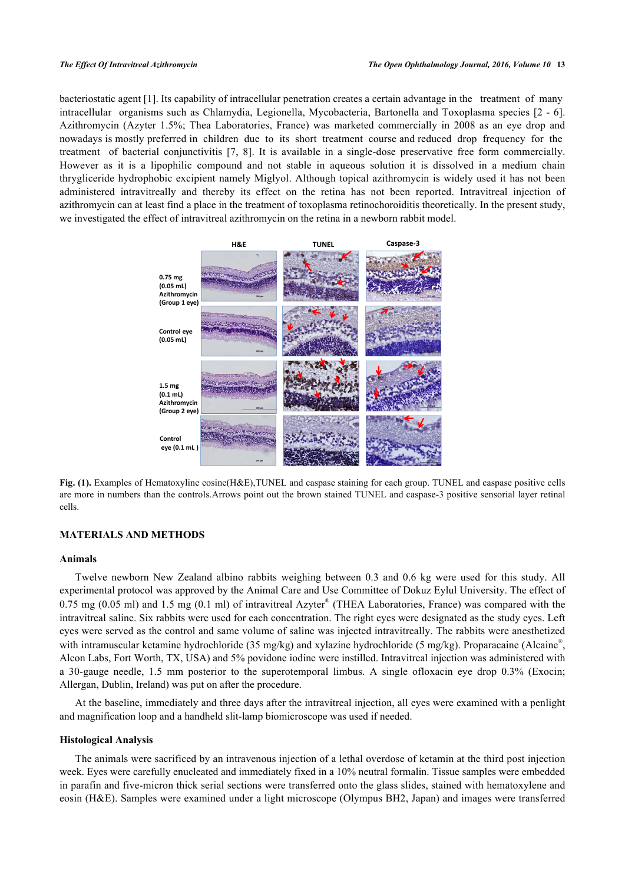bacteriostatic agent [1]. Its capability of intracellular penetration creates a certain advantage in the treatment of many intracellular organisms such as Chlamydia, Legionella, Mycobacteria, Bartonella and Toxoplasma species [2 - 6]. Azithromycin (Azyter 1.5%; Thea Laboratories, France) was marketed commercially in 2008 as an eye drop and nowadays is mostly preferred in children due to its short treatment course and reduced drop frequency for the treatment of bacterial conjunctivitis [7, 8]. It is available in a single-dose preservative free form commercially. However as it is a lipophilic compound and not stable in aqueous solution it is dissolved in a medium chain thrygliceride hydrophobic excipient namely Miglyol. Although topical azithromycin is widely used it has not been administered intravitreally and thereby its effect on the retina has not been reported. Intravitreal injection of azithromycin can at least find a place in the treatment of toxoplasma retinochoroiditis theoretically. In the present study, we investigated the effect of intravitreal azithromycin on the retina in a newborn rabbit model.

**Fig. (1).** Examples of Hematoxyline eosine(H&E),TUNEL and caspase staining for each group. TUNEL and caspase positive cells are more in numbers than the controls.Arrows point out the brown stained TUNEL and caspase-3 positive sensorial layer retinal cells.

## MATERIALS AND METHODS

### Animals

Twelve newborn New Zealand albino rabbits weighing between 0.3 and 0.6 kg were used for this study. All experimental protocol was approved by the Animal Care and Use Committee of Dokuz Eylul University. The effect of 0.75 mg (0.05 ml) and 1.5 mg (0.1 ml) of intravitreal Azyter® (THEA Laboratories, France) was compared with the intravitreal saline. Six rabbits were used for each concentration. The right eyes were designated as the study eyes. Left eyes were served as the control and same volume of saline was injected intravitreally. The rabbits were anesthetized with intramuscular ketamine hydrochloride (35 mg/kg) and xylazine hydrochloride (5 mg/kg). Proparacaine (Alcaine®, Alcon Labs, Fort Worth, TX, USA) and 5% povidone iodine were instilled. Intravitreal injection was administered with a 30-gauge needle, 1.5 mm posterior to the superotemporal limbus. A single ofloxacin eye drop 0.3% (Exocin; Allergan, Dublin, Ireland) was put on after the procedure.

At the baseline, immediately and three days after the intravitreal injection, all eyes were examined with a penlight and magnification loop and a handheld slit-lamp biomicroscope was used if needed.

### Histological Analysis

The animals were sacrificed by an intravenous injection of a lethal overdose of ketamin at the third post injection week. Eyes were carefully enucleated and immediately fixed in a 10% neutral formalin. Tissue samples were embedded in parafin and five-micron thick serial sections were transferred onto the glass slides, stained with hematoxylene and eosin (H&E). Samples were examined under a light microscope (Olympus BH2, Japan) and images were transferred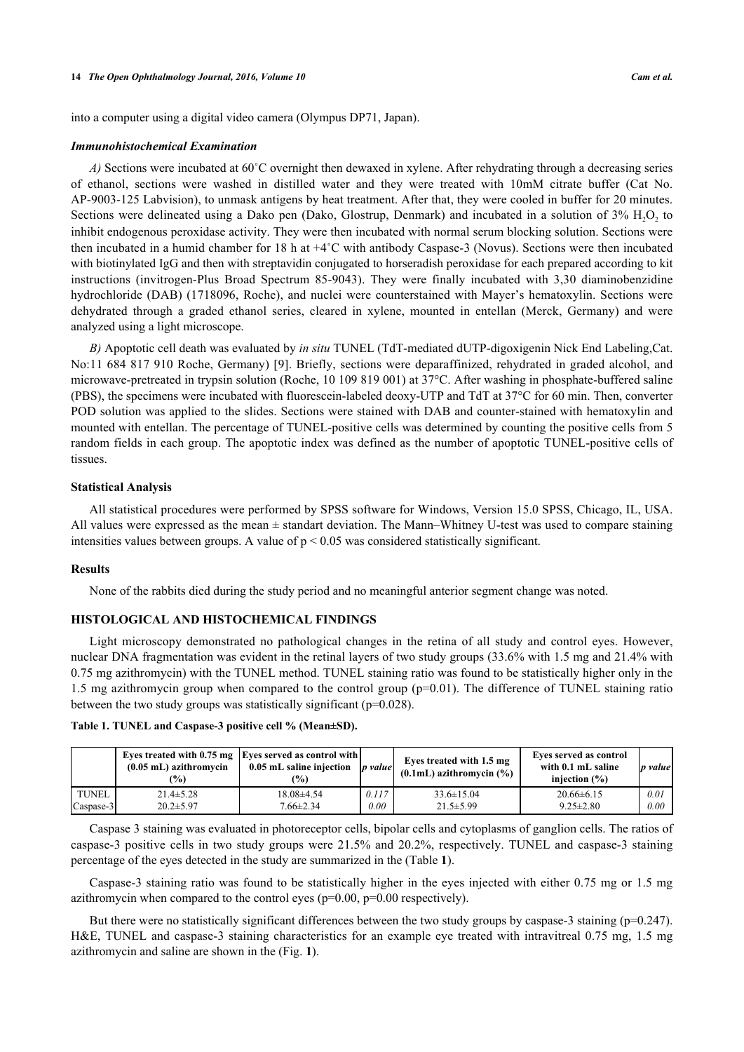into a computer using a digital video camera (Olympus DP71, Japan).

### *Immunohistochemical Examination*

*A)* Sections were incubated at 60˚C overnight then dewaxed in xylene. After rehydrating through a decreasing series of ethanol, sections were washed in distilled water and they were treated with 10mM citrate buffer (Cat No. AP-9003-125 Labvision), to unmask antigens by heat treatment. After that, they were cooled in buffer for 20 minutes. Sections were delineated using a Dako pen (Dako, Glostrup, Denmark) and incubated in a solution of 3% $H_2O_2$ to inhibit endogenous peroxidase activity. They were then incubated with normal serum blocking solution. Sections were then incubated in a humid chamber for 18 h at +4˚C with antibody Caspase-3 (Novus). Sections were then incubated with biotinylated IgG and then with streptavidin conjugated to horseradish peroxidase for each prepared according to kit instructions (invitrogen-Plus Broad Spectrum 85-9043). They were finally incubated with 3,30 diaminobenzidine hydrochloride (DAB) (1718096, Roche), and nuclei were counterstained with Mayer's hematoxylin. Sections were dehydrated through a graded ethanol series, cleared in xylene, mounted in entellan (Merck, Germany) and were analyzed using a light microscope.

*B)* Apoptotic cell death was evaluated by *in situ* TUNEL (TdT-mediated dUTP-digoxigenin Nick End Labeling,Cat. No:11 684 817 910 Roche, Germany) [9]. Briefly, sections were deparaffinized, rehydrated in graded alcohol, and microwave-pretreated in trypsin solution (Roche, 10 109 819 001) at 37°C. After washing in phosphate-buffered saline (PBS), the specimens were incubated with fluorescein-labeled deoxy-UTP and TdT at 37°C for 60 min. Then, converter POD solution was applied to the slides. Sections were stained with DAB and counter-stained with hematoxylin and mounted with entellan. The percentage of TUNEL-positive cells was determined by counting the positive cells from 5 random fields in each group. The apoptotic index was defined as the number of apoptotic TUNEL-positive cells of tissues.

## Statistical Analysis

All statistical procedures were performed by SPSS software for Windows, Version 15.0 SPSS, Chicago, IL, USA. All values were expressed as the mean ± standart deviation. The Mann–Whitney U-test was used to compare staining intensities values between groups. A value of $p < 0.05$ was considered statistically significant.

## Results

None of the rabbits died during the study period and no meaningful anterior segment change was noted.

## HISTOLOGICAL AND HISTOCHEMICAL FINDINGS

Light microscopy demonstrated no pathological changes in the retina of all study and control eyes. However, nuclear DNA fragmentation was evident in the retinal layers of two study groups (33.6% with 1.5 mg and 21.4% with 0.75 mg azithromycin) with the TUNEL method. TUNEL staining ratio was found to be statistically higher only in the 1.5 mg azithromycin group when compared to the control group (p=0.01). The difference of TUNEL staining ratio between the two study groups was statistically significant (p=0.028).

**Table 1. TUNEL and Caspase-3 positive cell % (Mean±SD).**

| | Eyes treated with 0.75 mg (0.05 mL) azithromycin (%) | Eyes served as control with 0.05 mL saline injection (%) | *p value* | Eyes treated with 1.5 mg (0.1mL) azithromycin (%) | Eyes served as control with 0.1 mL saline injection (%) | *p value* |
|---|---|---|---|---|---|---|
| TUNEL | 21.4±5.28 | 18.08±4.54 | *0.117* | 33.6±15.04 | 20.66±6.15 | *0.01* |
| Caspase-3 | 20.2±5.97 | 7.66±2.34 | *0.00* | 21.5±5.99 | 9.25±2.80 | *0.00* |

Caspase 3 staining was evaluated in photoreceptor cells, bipolar cells and cytoplasms of ganglion cells. The ratios of caspase-3 positive cells in two study groups were 21.5% and 20.2%, respectively. TUNEL and caspase-3 staining percentage of the eyes detected in the study are summarized in the (Table **1**).

Caspase-3 staining ratio was found to be statistically higher in the eyes injected with either 0.75 mg or 1.5 mg azithromycin when compared to the control eyes (p=0.00, p=0.00 respectively).

But there were no statistically significant differences between the two study groups by caspase-3 staining (p=0.247). H&E, TUNEL and caspase-3 staining characteristics for an example eye treated with intravitreal 0.75 mg, 1.5 mg azithromycin and saline are shown in the (Fig. **1**).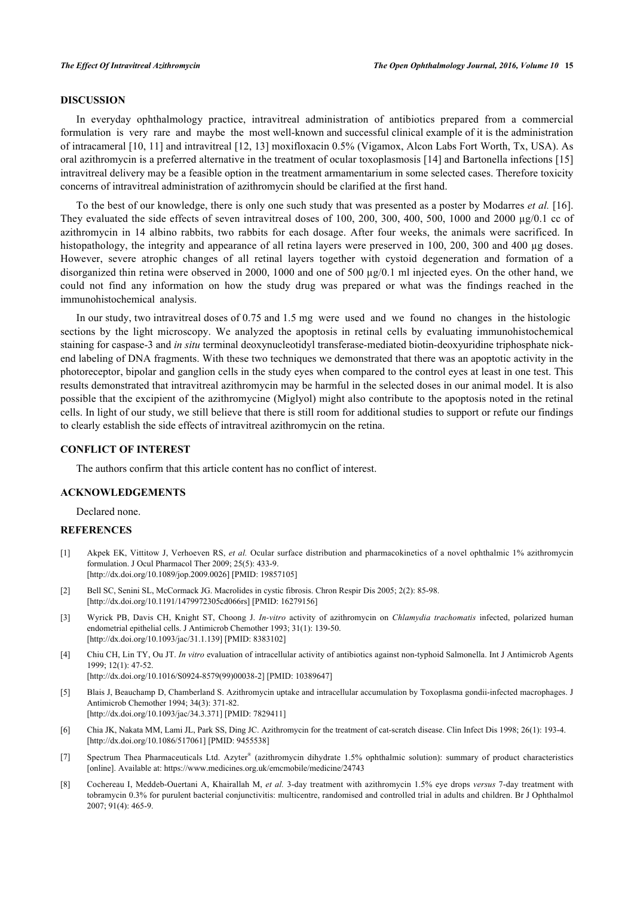## DISCUSSION

In everyday ophthalmology practice, intravitreal administration of antibiotics prepared from a commercial formulation is very rare and maybe the most well-known and successful clinical example of it is the administration of intracameral [10, 11] and intravitreal [12, 13] moxifloxacin 0.5% (Vigamox, Alcon Labs Fort Worth, Tx, USA). As oral azithromycin is a preferred alternative in the treatment of ocular toxoplasmosis [14] and Bartonella infections [15] intravitreal delivery may be a feasible option in the treatment armamentarium in some selected cases. Therefore toxicity concerns of intravitreal administration of azithromycin should be clarified at the first hand.

To the best of our knowledge, there is only one such study that was presented as a poster by Modarres *et al.* [16]. They evaluated the side effects of seven intravitreal doses of 100, 200, 300, 400, 500, 1000 and 2000 µg/0.1 cc of azithromycin in 14 albino rabbits, two rabbits for each dosage. After four weeks, the animals were sacrificed. In histopathology, the integrity and appearance of all retina layers were preserved in 100, 200, 300 and 400 µg doses. However, severe atrophic changes of all retinal layers together with cystoid degeneration and formation of a disorganized thin retina were observed in 2000, 1000 and one of 500 µg/0.1 ml injected eyes. On the other hand, we could not find any information on how the study drug was prepared or what was the findings reached in the immunohistochemical analysis.

In our study, two intravitreal doses of 0.75 and 1.5 mg were used and we found no changes in the histologic sections by the light microscopy. We analyzed the apoptosis in retinal cells by evaluating immunohistochemical staining for caspase-3 and *in situ* terminal deoxynucleotidyl transferase-mediated biotin-deoxyuridine triphosphate nick-end labeling of DNA fragments. With these two techniques we demonstrated that there was an apoptotic activity in the photoreceptor, bipolar and ganglion cells in the study eyes when compared to the control eyes at least in one test. This results demonstrated that intravitreal azithromycin may be harmful in the selected doses in our animal model. It is also possible that the excipient of the azithromycine (Miglyol) might also contribute to the apoptosis noted in the retinal cells. In light of our study, we still believe that there is still room for additional studies to support or refute our findings to clearly establish the side effects of intravitreal azithromycin on the retina.

## CONFLICT OF INTEREST

The authors confirm that this article content has no conflict of interest.

## ACKNOWLEDGEMENTS

Declared none.

## REFERENCES

[1] Akpek EK, Vittitow J, Verhoeven RS, *et al.* Ocular surface distribution and pharmacokinetics of a novel ophthalmic 1% azithromycin formulation. J Ocul Pharmacol Ther 2009; 25(5): 433-9. [http://dx.doi.org/10.1089/jop.2009.0026] [PMID: 19857105]

[2] Bell SC, Senini SL, McCormack JG. Macrolides in cystic fibrosis. Chron Respir Dis 2005; 2(2): 85-98. [http://dx.doi.org/10.1191/1479972305cd066rs] [PMID: 16279156]

[3] Wyrick PB, Davis CH, Knight ST, Choong J. *In-vitro* activity of azithromycin on *Chlamydia trachomatis* infected, polarized human endometrial epithelial cells. J Antimicrob Chemother 1993; 31(1): 139-50. [http://dx.doi.org/10.1093/jac/31.1.139] [PMID: 8383102]

[4] Chiu CH, Lin TY, Ou JT. *In vitro* evaluation of intracellular activity of antibiotics against non-typhoid Salmonella. Int J Antimicrob Agents 1999; 12(1): 47-52. [http://dx.doi.org/10.1016/S0924-8579(99)00038-2] [PMID: 10389647]

[5] Blais J, Beauchamp D, Chamberland S. Azithromycin uptake and intracellular accumulation by Toxoplasma gondii-infected macrophages. J Antimicrob Chemother 1994; 34(3): 371-82. [http://dx.doi.org/10.1093/jac/34.3.371] [PMID: 7829411]

[6] Chia JK, Nakata MM, Lami JL, Park SS, Ding JC. Azithromycin for the treatment of cat-scratch disease. Clin Infect Dis 1998; 26(1): 193-4. [http://dx.doi.org/10.1086/517061] [PMID: 9455538]

[7] Spectrum Thea Pharmaceuticals Ltd. Azyter® (azithromycin dihydrate 1.5% ophthalmic solution): summary of product characteristics [online]. Available at: https://www.medicines.org.uk/emcmobile/medicine/24743

[8] Cochereau I, Meddeb-Ouertani A, Khairallah M, *et al.* 3-day treatment with azithromycin 1.5% eye drops *versus* 7-day treatment with tobramycin 0.3% for purulent bacterial conjunctivitis: multicentre, randomised and controlled trial in adults and children. Br J Ophthalmol 2007; 91(4): 465-9.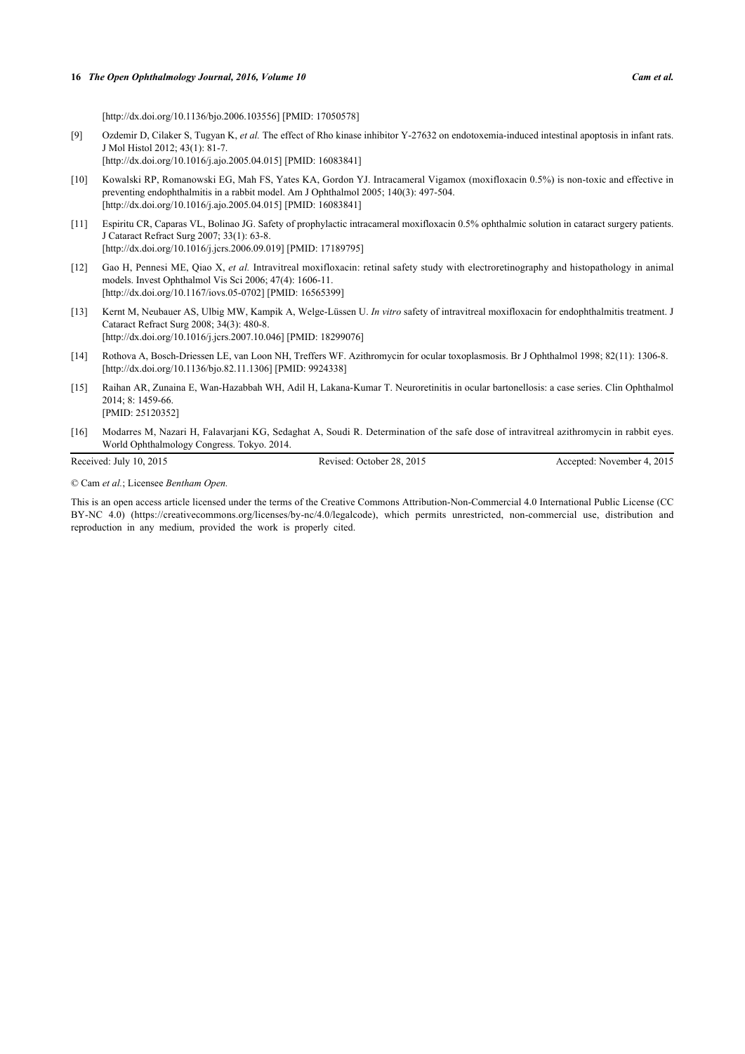[http://dx.doi.org/10.1136/bjo.2006.103556] [PMID: 17050578]

[9] Ozdemir D, Cilaker S, Tugyan K, *et al.* The effect of Rho kinase inhibitor Y-27632 on endotoxemia-induced intestinal apoptosis in infant rats. J Mol Histol 2012; 43(1): 81-7.
[http://dx.doi.org/10.1016/j.ajo.2005.04.015] [PMID: 16083841]

[10] Kowalski RP, Romanowski EG, Mah FS, Yates KA, Gordon YJ. Intracameral Vigamox (moxifloxacin 0.5%) is non-toxic and effective in preventing endophthalmitis in a rabbit model. Am J Ophthalmol 2005; 140(3): 497-504.
[http://dx.doi.org/10.1016/j.ajo.2005.04.015] [PMID: 16083841]

[11] Espiritu CR, Caparas VL, Bolinao JG. Safety of prophylactic intracameral moxifloxacin 0.5% ophthalmic solution in cataract surgery patients. J Cataract Refract Surg 2007; 33(1): 63-8.
[http://dx.doi.org/10.1016/j.jcrs.2006.09.019] [PMID: 17189795]

[12] Gao H, Pennesi ME, Qiao X, *et al.* Intravitreal moxifloxacin: retinal safety study with electroretinography and histopathology in animal models. Invest Ophthalmol Vis Sci 2006; 47(4): 1606-11.
[http://dx.doi.org/10.1167/iovs.05-0702] [PMID: 16565399]

[13] Kernt M, Neubauer AS, Ulbig MW, Kampik A, Welge-Lüssen U. *In vitro* safety of intravitreal moxifloxacin for endophthalmitis treatment. J Cataract Refract Surg 2008; 34(3): 480-8.
[http://dx.doi.org/10.1016/j.jcrs.2007.10.046] [PMID: 18299076]

[14] Rothova A, Bosch-Driessen LE, van Loon NH, Treffers WF. Azithromycin for ocular toxoplasmosis. Br J Ophthalmol 1998; 82(11): 1306-8.
[http://dx.doi.org/10.1136/bjo.82.11.1306] [PMID: 9924338]

[15] Raihan AR, Zunaina E, Wan-Hazabbah WH, Adil H, Lakana-Kumar T. Neuroretinitis in ocular bartonellosis: a case series. Clin Ophthalmol 2014; 8: 1459-66.
[PMID: 25120352]

[16] Modarres M, Nazari H, Falavarjani KG, Sedaghat A, Soudi R. Determination of the safe dose of intravitreal azithromycin in rabbit eyes. World Ophthalmology Congress. Tokyo. 2014.

Received: July 10, 2015 Revised: October 28, 2015 Accepted: November 4, 2015

© Cam *et al.*; Licensee *Bentham Open.*

This is an open access article licensed under the terms of the Creative Commons Attribution-Non-Commercial 4.0 International Public License (CC BY-NC 4.0) (https://creativecommons.org/licenses/by-nc/4.0/legalcode), which permits unrestricted, non-commercial use, distribution and reproduction in any medium, provided the work is properly cited.